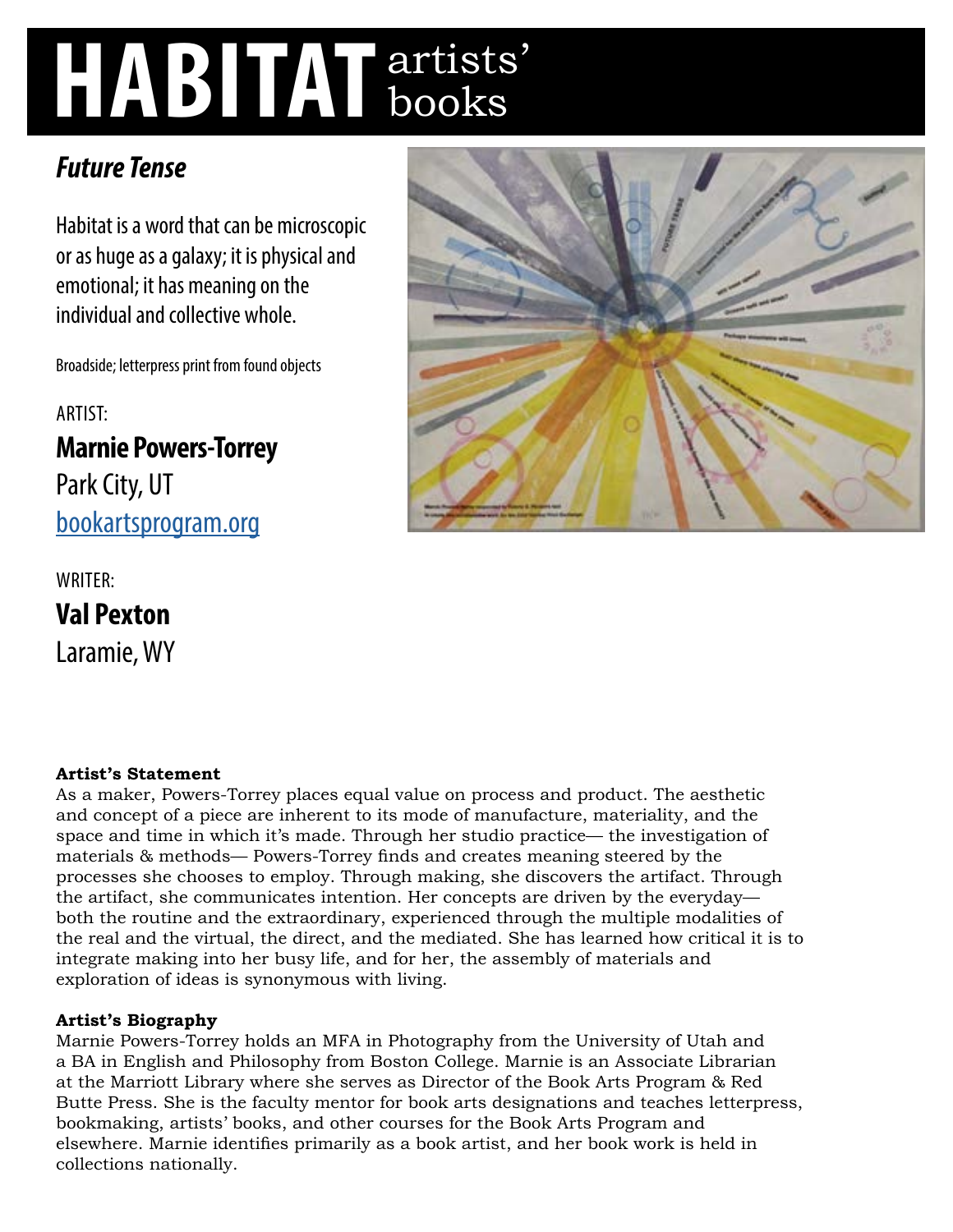# HABITAT artists' books

## *Future Tense*

Habitat is a word that can be microscopic or as huge as a galaxy; it is physical and emotional; it has meaning on the individual and collective whole.

Broadside; letterpress print from found objects

ARTIST:

**Marnie Powers-Torrey**
Park City, UT
[bookartsprogram.org](bookartsprogram.org)

WRITER:

**Val Pexton**
Laramie, WY

**Artist's Statement**
As a maker, Powers-Torrey places equal value on process and product. The aesthetic and concept of a piece are inherent to its mode of manufacture, materiality, and the space and time in which it's made. Through her studio practice— the investigation of materials & methods— Powers-Torrey finds and creates meaning steered by the processes she chooses to employ. Through making, she discovers the artifact. Through the artifact, she communicates intention. Her concepts are driven by the everyday— both the routine and the extraordinary, experienced through the multiple modalities of the real and the virtual, the direct, and the mediated. She has learned how critical it is to integrate making into her busy life, and for her, the assembly of materials and exploration of ideas is synonymous with living.

**Artist's Biography**
Marnie Powers-Torrey holds an MFA in Photography from the University of Utah and a BA in English and Philosophy from Boston College. Marnie is an Associate Librarian at the Marriott Library where she serves as Director of the Book Arts Program & Red Butte Press. She is the faculty mentor for book arts designations and teaches letterpress, bookmaking, artists' books, and other courses for the Book Arts Program and elsewhere. Marnie identifies primarily as a book artist, and her book work is held in collections nationally.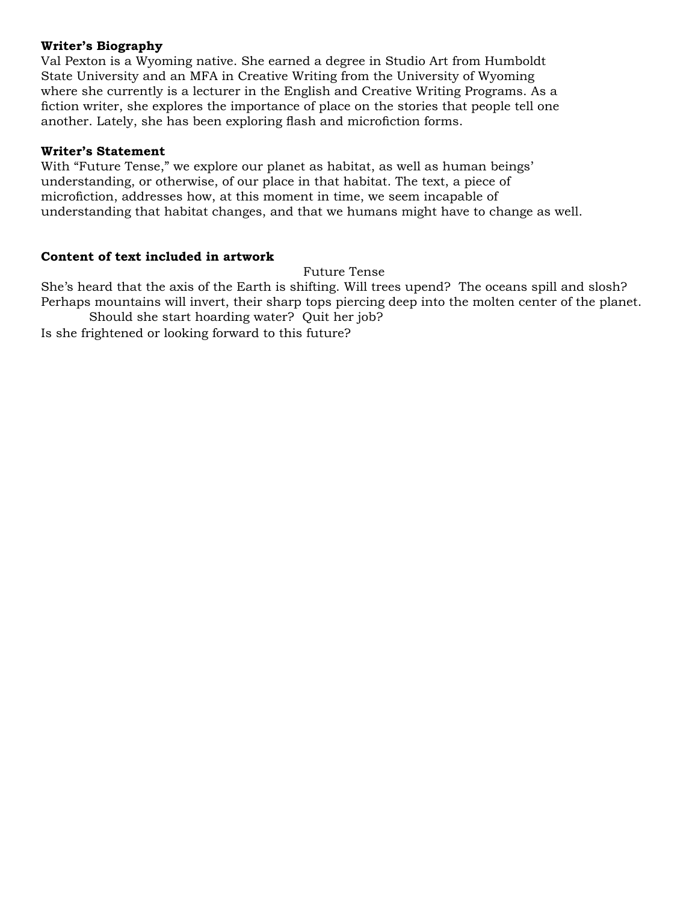**Writer's Biography**

Val Pexton is a Wyoming native. She earned a degree in Studio Art from Humboldt State University and an MFA in Creative Writing from the University of Wyoming where she currently is a lecturer in the English and Creative Writing Programs. As a fiction writer, she explores the importance of place on the stories that people tell one another. Lately, she has been exploring flash and microfiction forms.

**Writer's Statement**

With "Future Tense," we explore our planet as habitat, as well as human beings' understanding, or otherwise, of our place in that habitat. The text, a piece of microfiction, addresses how, at this moment in time, we seem incapable of understanding that habitat changes, and that we humans might have to change as well.

**Content of text included in artwork**

Future Tense

She's heard that the axis of the Earth is shifting. Will trees upend? The oceans spill and slosh? Perhaps mountains will invert, their sharp tops piercing deep into the molten center of the planet.

Should she start hoarding water? Quit her job?

Is she frightened or looking forward to this future?